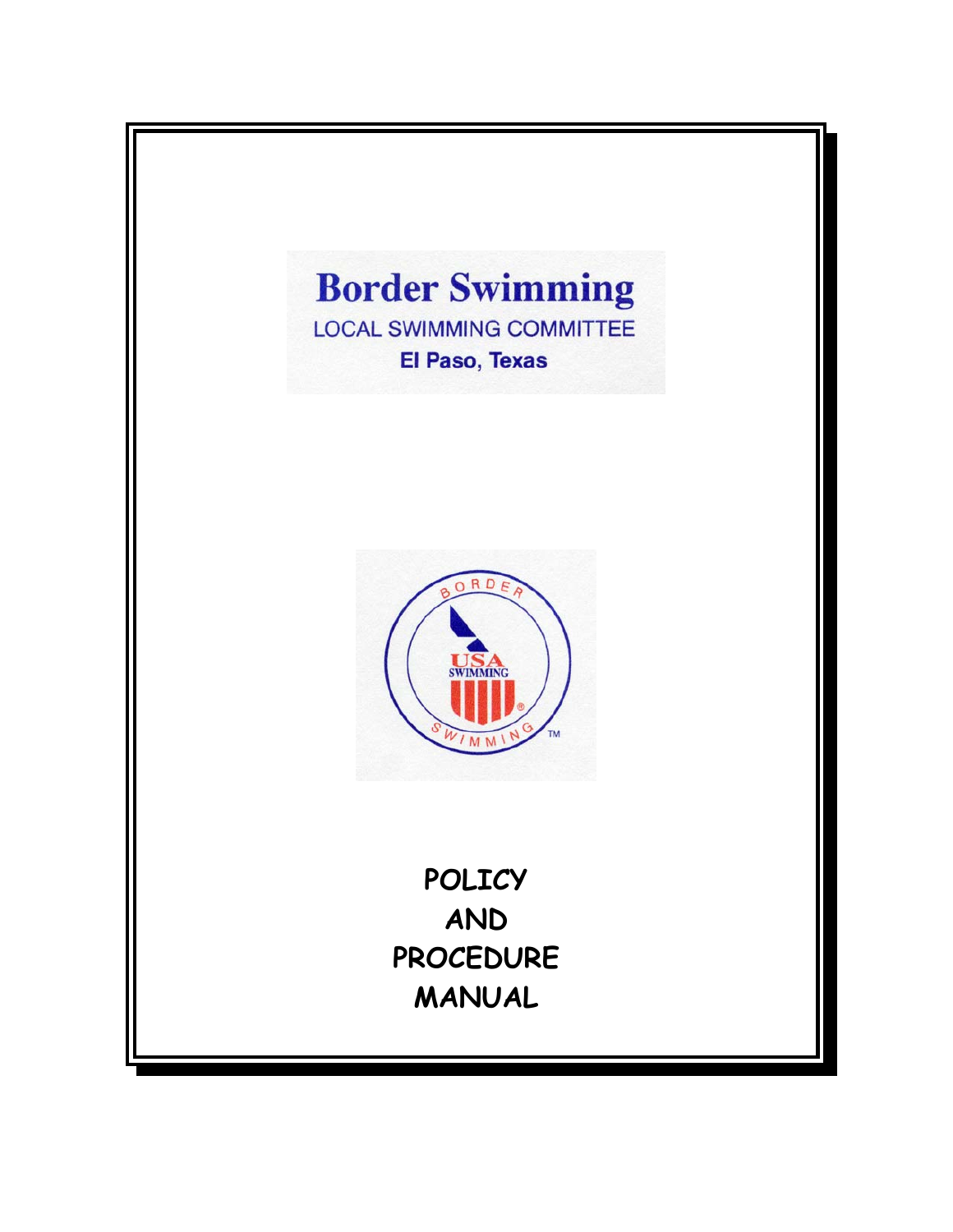# Border Swimming

LOCAL SWIMMING COMMITTEE

**El Paso, Texas**

BORDER SWIMMING

USA SWIMMING

**POLICY AND PROCEDURE MANUAL**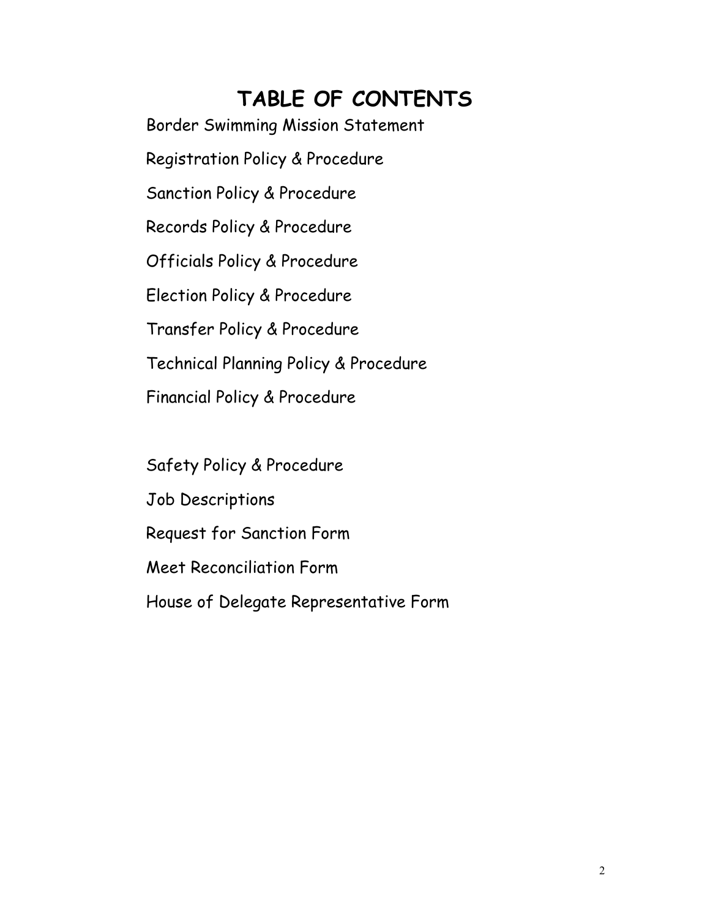# TABLE OF CONTENTS

Border Swimming Mission Statement

Registration Policy & Procedure

Sanction Policy & Procedure

Records Policy & Procedure

Officials Policy & Procedure

Election Policy & Procedure

Transfer Policy & Procedure

Technical Planning Policy & Procedure

Financial Policy & Procedure

Safety Policy & Procedure

Job Descriptions

Request for Sanction Form

Meet Reconciliation Form

House of Delegate Representative Form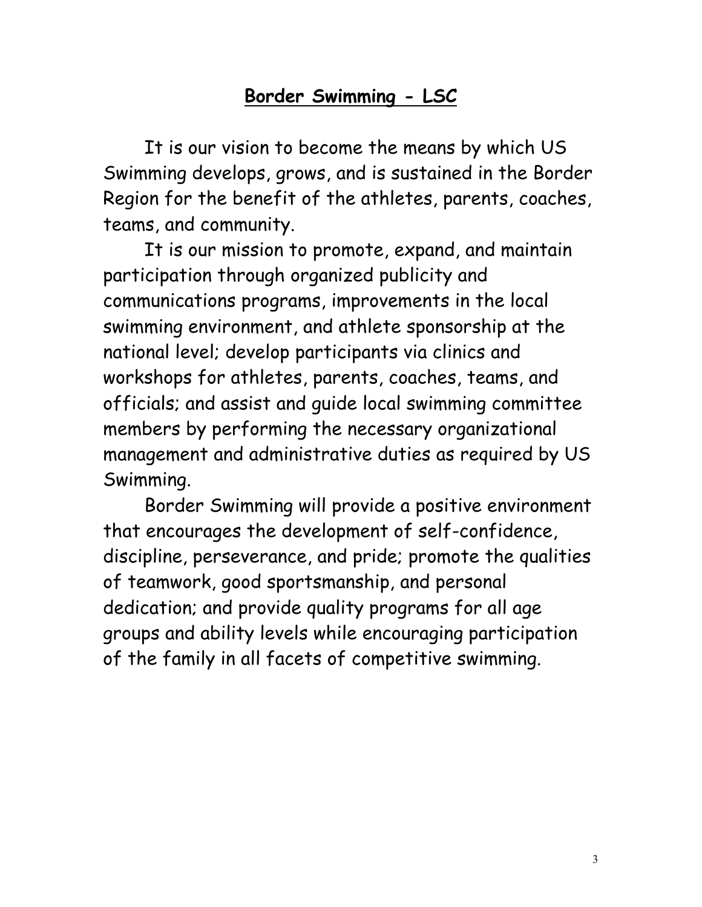## **Border Swimming - LSC**

It is our vision to become the means by which US Swimming develops, grows, and is sustained in the Border Region for the benefit of the athletes, parents, coaches, teams, and community.

It is our mission to promote, expand, and maintain participation through organized publicity and communications programs, improvements in the local swimming environment, and athlete sponsorship at the national level; develop participants via clinics and workshops for athletes, parents, coaches, teams, and officials; and assist and guide local swimming committee members by performing the necessary organizational management and administrative duties as required by US Swimming.

Border Swimming will provide a positive environment that encourages the development of self-confidence, discipline, perseverance, and pride; promote the qualities of teamwork, good sportsmanship, and personal dedication; and provide quality programs for all age groups and ability levels while encouraging participation of the family in all facets of competitive swimming.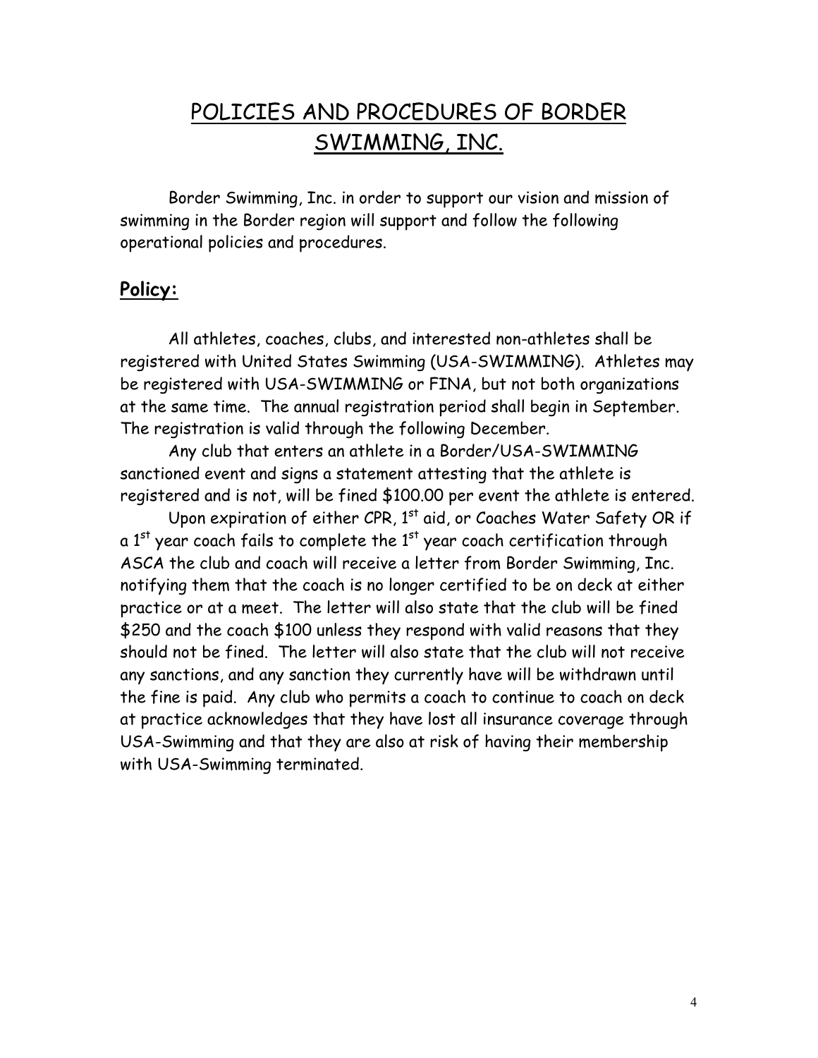# POLICIES AND PROCEDURES OF BORDER SWIMMING, INC.

Border Swimming, Inc. in order to support our vision and mission of swimming in the Border region will support and follow the following operational policies and procedures.

## **Policy:**

All athletes, coaches, clubs, and interested non-athletes shall be registered with United States Swimming (USA-SWIMMING). Athletes may be registered with USA-SWIMMING or FINA, but not both organizations at the same time. The annual registration period shall begin in September. The registration is valid through the following December.

Any club that enters an athlete in a Border/USA-SWIMMING sanctioned event and signs a statement attesting that the athlete is registered and is not, will be fined $100.00 per event the athlete is entered.

Upon expiration of either CPR, 1st aid, or Coaches Water Safety OR if a 1st year coach fails to complete the 1st year coach certification through ASCA the club and coach will receive a letter from Border Swimming, Inc. notifying them that the coach is no longer certified to be on deck at either practice or at a meet. The letter will also state that the club will be fined $250 and the coach $100 unless they respond with valid reasons that they should not be fined. The letter will also state that the club will not receive any sanctions, and any sanction they currently have will be withdrawn until the fine is paid. Any club who permits a coach to continue to coach on deck at practice acknowledges that they have lost all insurance coverage through USA-Swimming and that they are also at risk of having their membership with USA-Swimming terminated.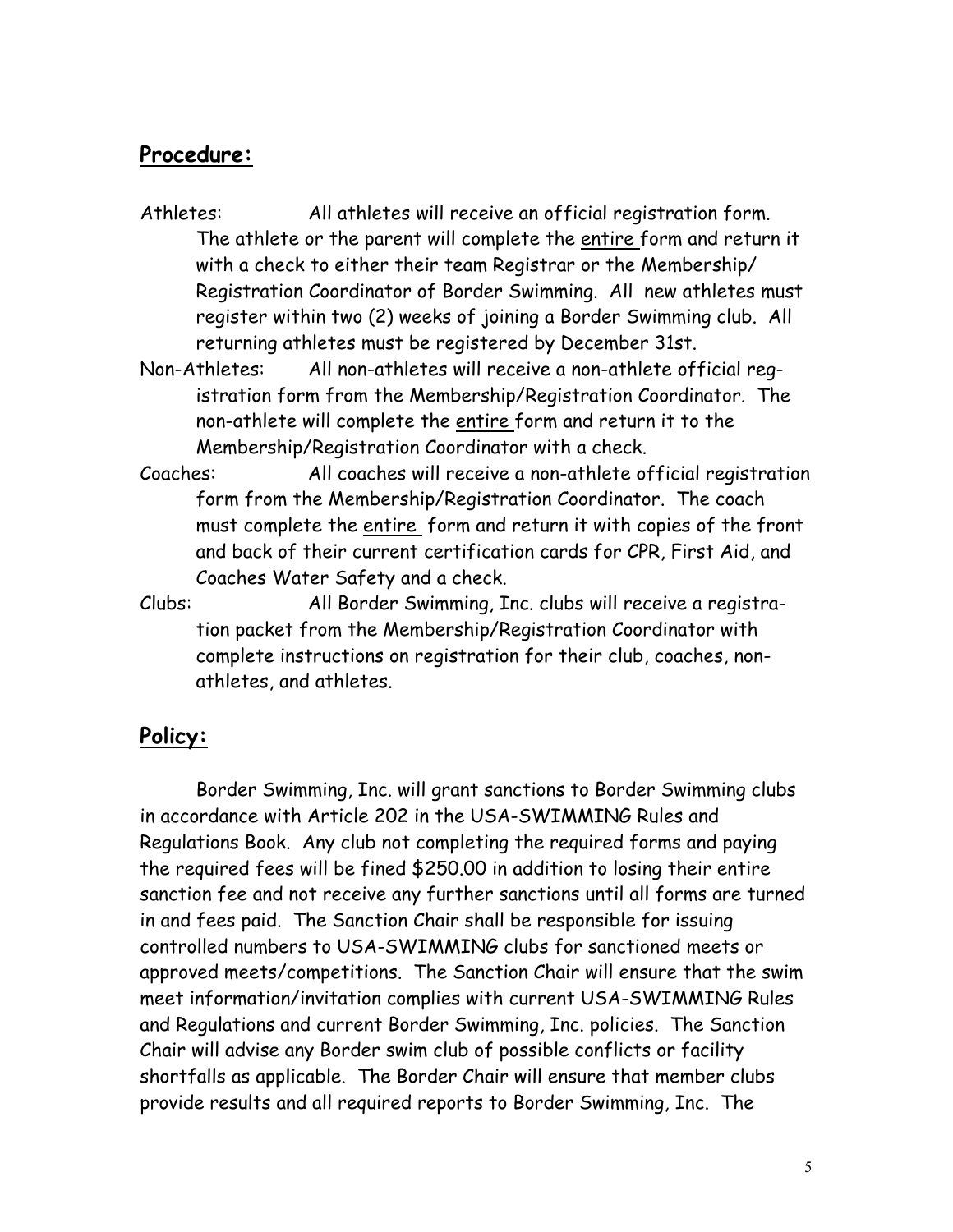## Procedure:

Athletes: All athletes will receive an official registration form. The athlete or the parent will complete the <u>entire</u> form and return it with a check to either their team Registrar or the Membership/ Registration Coordinator of Border Swimming. All new athletes must register within two (2) weeks of joining a Border Swimming club. All returning athletes must be registered by December 31st.

Non-Athletes: All non-athletes will receive a non-athlete official registration form from the Membership/Registration Coordinator. The non-athlete will complete the <u>entire</u> form and return it to the Membership/Registration Coordinator with a check.

Coaches: All coaches will receive a non-athlete official registration form from the Membership/Registration Coordinator. The coach must complete the <u>entire</u> form and return it with copies of the front and back of their current certification cards for CPR, First Aid, and Coaches Water Safety and a check.

Clubs: All Border Swimming, Inc. clubs will receive a registration packet from the Membership/Registration Coordinator with complete instructions on registration for their club, coaches, non-athletes, and athletes.

## Policy:

Border Swimming, Inc. will grant sanctions to Border Swimming clubs in accordance with Article 202 in the USA-SWIMMING Rules and Regulations Book. Any club not completing the required forms and paying the required fees will be fined $250.00 in addition to losing their entire sanction fee and not receive any further sanctions until all forms are turned in and fees paid. The Sanction Chair shall be responsible for issuing controlled numbers to USA-SWIMMING clubs for sanctioned meets or approved meets/competitions. The Sanction Chair will ensure that the swim meet information/invitation complies with current USA-SWIMMING Rules and Regulations and current Border Swimming, Inc. policies. The Sanction Chair will advise any Border swim club of possible conflicts or facility shortfalls as applicable. The Border Chair will ensure that member clubs provide results and all required reports to Border Swimming, Inc. The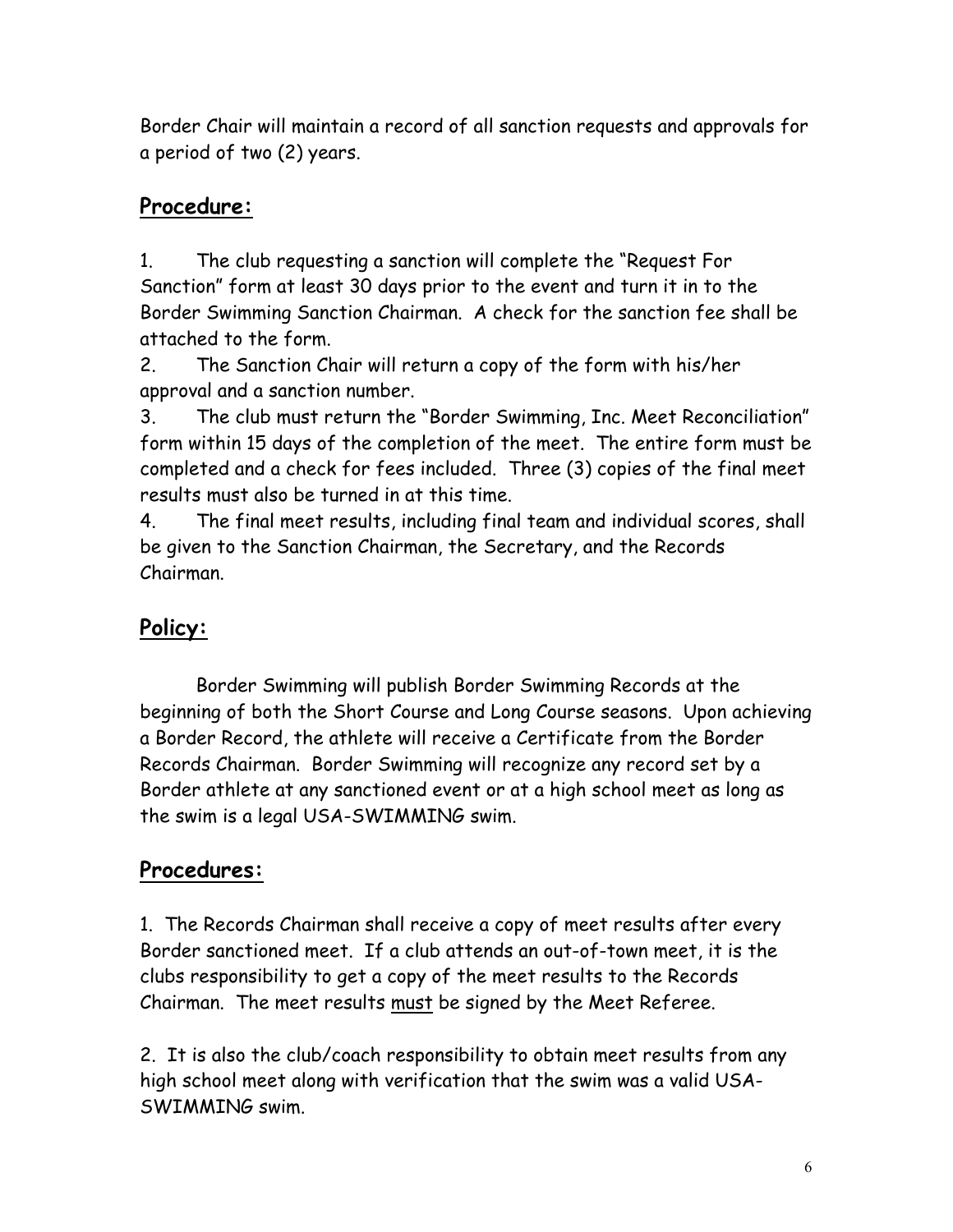Border Chair will maintain a record of all sanction requests and approvals for a period of two (2) years.

## **Procedure:**

1. The club requesting a sanction will complete the "Request For Sanction" form at least 30 days prior to the event and turn it in to the Border Swimming Sanction Chairman. A check for the sanction fee shall be attached to the form.
2. The Sanction Chair will return a copy of the form with his/her approval and a sanction number.
3. The club must return the "Border Swimming, Inc. Meet Reconciliation" form within 15 days of the completion of the meet. The entire form must be completed and a check for fees included. Three (3) copies of the final meet results must also be turned in at this time.
4. The final meet results, including final team and individual scores, shall be given to the Sanction Chairman, the Secretary, and the Records Chairman.

## **Policy:**

Border Swimming will publish Border Swimming Records at the beginning of both the Short Course and Long Course seasons. Upon achieving a Border Record, the athlete will receive a Certificate from the Border Records Chairman. Border Swimming will recognize any record set by a Border athlete at any sanctioned event or at a high school meet as long as the swim is a legal USA-SWIMMING swim.

## **Procedures:**

1. The Records Chairman shall receive a copy of meet results after every Border sanctioned meet. If a club attends an out-of-town meet, it is the clubs responsibility to get a copy of the meet results to the Records Chairman. The meet results <u>must</u> be signed by the Meet Referee.

2. It is also the club/coach responsibility to obtain meet results from any high school meet along with verification that the swim was a valid USA-SWIMMING swim.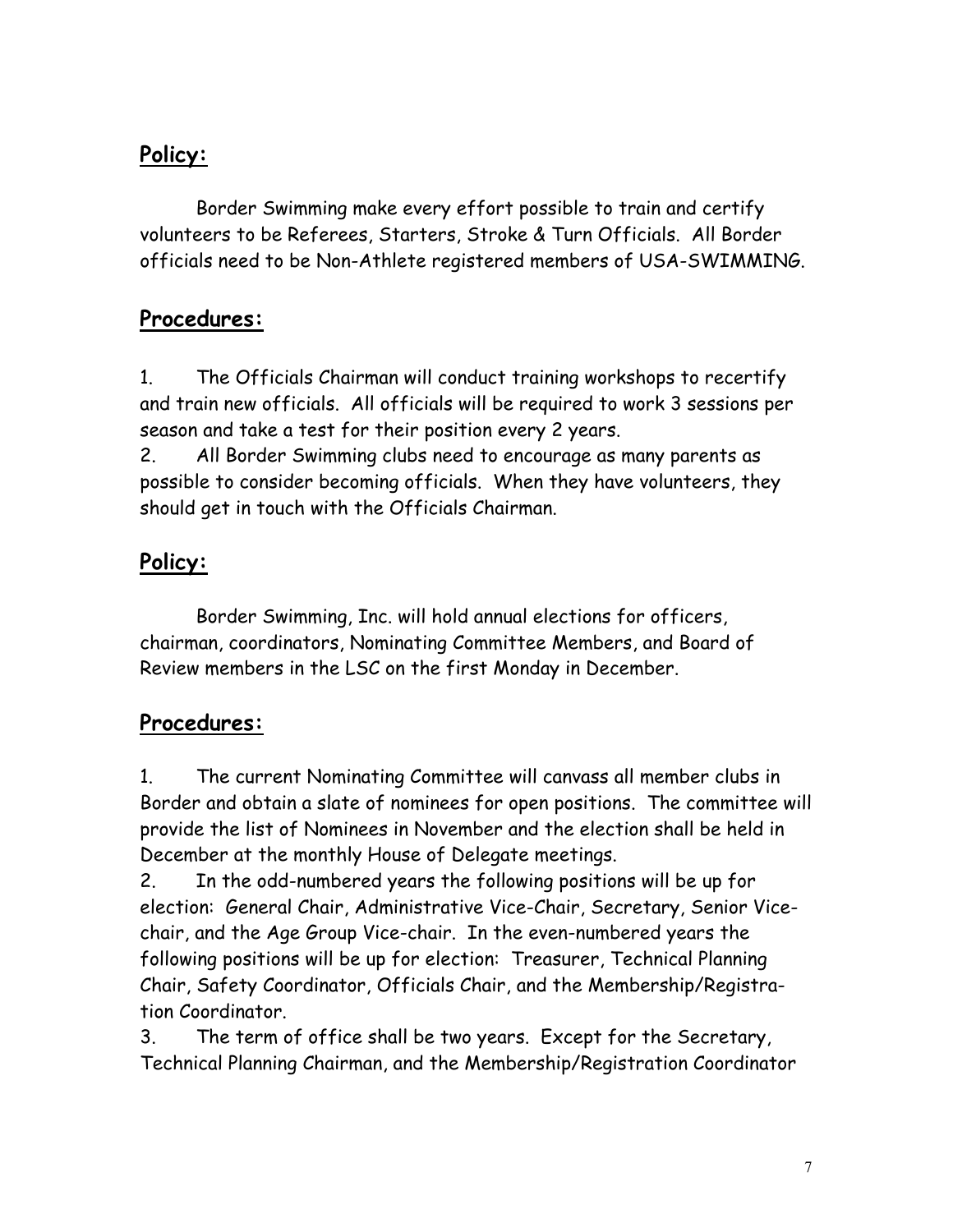## Policy:

Border Swimming make every effort possible to train and certify volunteers to be Referees, Starters, Stroke & Turn Officials. All Border officials need to be Non-Athlete registered members of USA-SWIMMING.

## Procedures:

1. The Officials Chairman will conduct training workshops to recertify and train new officials. All officials will be required to work 3 sessions per season and take a test for their position every 2 years.
2. All Border Swimming clubs need to encourage as many parents as possible to consider becoming officials. When they have volunteers, they should get in touch with the Officials Chairman.

## Policy:

Border Swimming, Inc. will hold annual elections for officers, chairman, coordinators, Nominating Committee Members, and Board of Review members in the LSC on the first Monday in December.

## Procedures:

1. The current Nominating Committee will canvass all member clubs in Border and obtain a slate of nominees for open positions. The committee will provide the list of Nominees in November and the election shall be held in December at the monthly House of Delegate meetings.
2. In the odd-numbered years the following positions will be up for election: General Chair, Administrative Vice-Chair, Secretary, Senior Vice-chair, and the Age Group Vice-chair. In the even-numbered years the following positions will be up for election: Treasurer, Technical Planning Chair, Safety Coordinator, Officials Chair, and the Membership/Registration Coordinator.
3. The term of office shall be two years. Except for the Secretary, Technical Planning Chairman, and the Membership/Registration Coordinator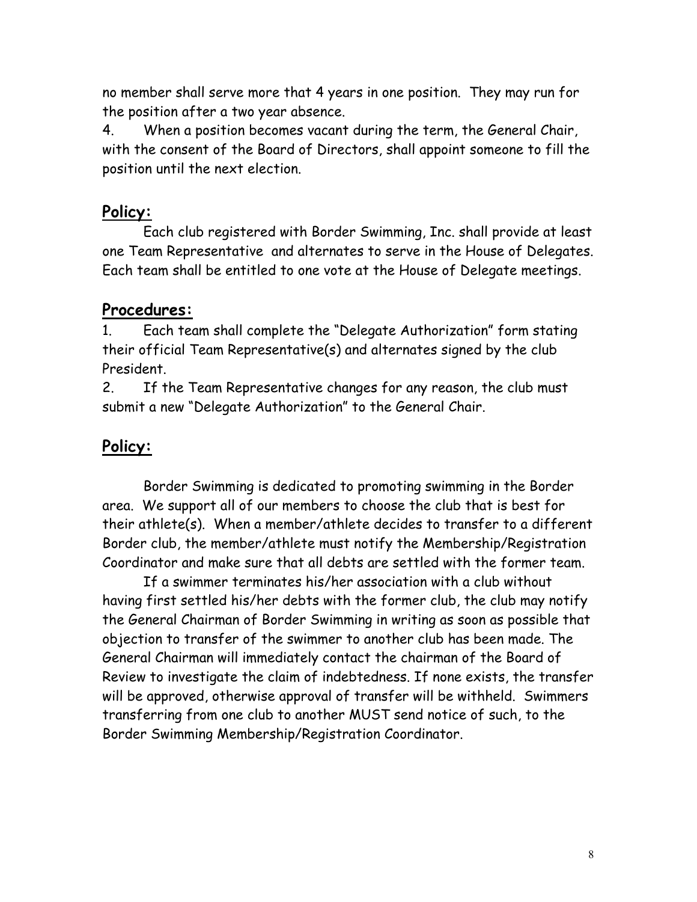no member shall serve more that 4 years in one position. They may run for the position after a two year absence.

4. When a position becomes vacant during the term, the General Chair, with the consent of the Board of Directors, shall appoint someone to fill the position until the next election.

## **Policy:**

Each club registered with Border Swimming, Inc. shall provide at least one Team Representative and alternates to serve in the House of Delegates. Each team shall be entitled to one vote at the House of Delegate meetings.

## **Procedures:**

1. Each team shall complete the "Delegate Authorization" form stating their official Team Representative(s) and alternates signed by the club President.
2. If the Team Representative changes for any reason, the club must submit a new "Delegate Authorization" to the General Chair.

## **Policy:**

Border Swimming is dedicated to promoting swimming in the Border area. We support all of our members to choose the club that is best for their athlete(s). When a member/athlete decides to transfer to a different Border club, the member/athlete must notify the Membership/Registration Coordinator and make sure that all debts are settled with the former team.

If a swimmer terminates his/her association with a club without having first settled his/her debts with the former club, the club may notify the General Chairman of Border Swimming in writing as soon as possible that objection to transfer of the swimmer to another club has been made. The General Chairman will immediately contact the chairman of the Board of Review to investigate the claim of indebtedness. If none exists, the transfer will be approved, otherwise approval of transfer will be withheld. Swimmers transferring from one club to another MUST send notice of such, to the Border Swimming Membership/Registration Coordinator.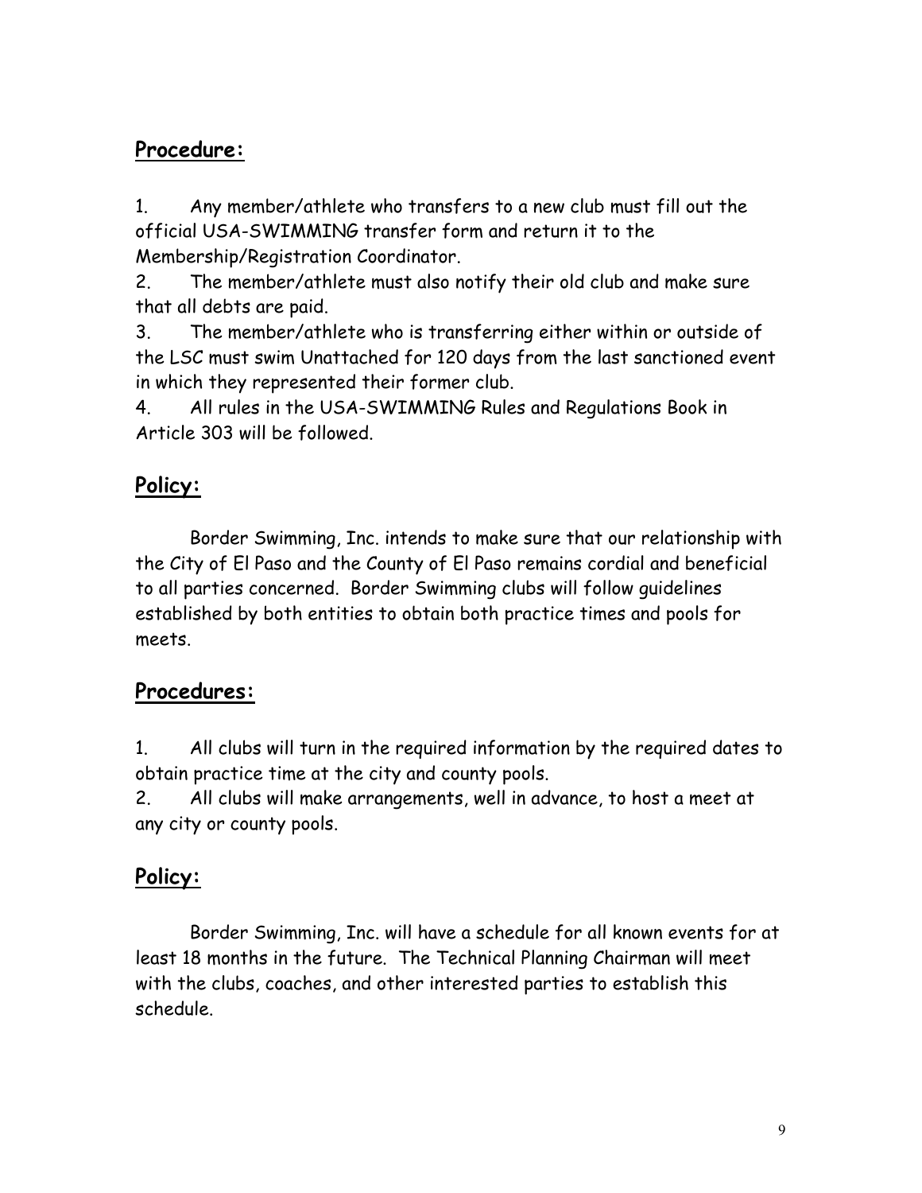## Procedure:

1. Any member/athlete who transfers to a new club must fill out the official USA-SWIMMING transfer form and return it to the Membership/Registration Coordinator.
2. The member/athlete must also notify their old club and make sure that all debts are paid.
3. The member/athlete who is transferring either within or outside of the LSC must swim Unattached for 120 days from the last sanctioned event in which they represented their former club.
4. All rules in the USA-SWIMMING Rules and Regulations Book in Article 303 will be followed.

## Policy:

Border Swimming, Inc. intends to make sure that our relationship with the City of El Paso and the County of El Paso remains cordial and beneficial to all parties concerned. Border Swimming clubs will follow guidelines established by both entities to obtain both practice times and pools for meets.

## Procedures:

1. All clubs will turn in the required information by the required dates to obtain practice time at the city and county pools.
2. All clubs will make arrangements, well in advance, to host a meet at any city or county pools.

## Policy:

Border Swimming, Inc. will have a schedule for all known events for at least 18 months in the future. The Technical Planning Chairman will meet with the clubs, coaches, and other interested parties to establish this schedule.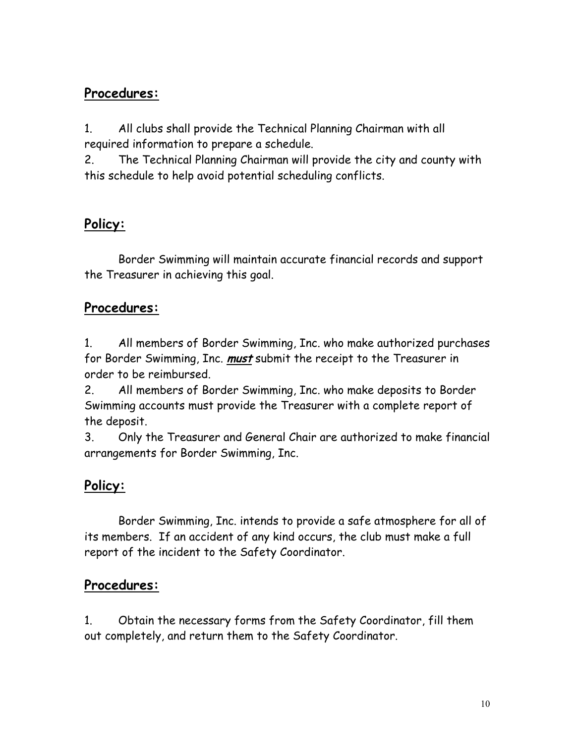## Procedures:

1. All clubs shall provide the Technical Planning Chairman with all required information to prepare a schedule.
2. The Technical Planning Chairman will provide the city and county with this schedule to help avoid potential scheduling conflicts.

## Policy:

Border Swimming will maintain accurate financial records and support the Treasurer in achieving this goal.

## Procedures:

1. All members of Border Swimming, Inc. who make authorized purchases for Border Swimming, Inc. ***must*** submit the receipt to the Treasurer in order to be reimbursed.
2. All members of Border Swimming, Inc. who make deposits to Border Swimming accounts must provide the Treasurer with a complete report of the deposit.
3. Only the Treasurer and General Chair are authorized to make financial arrangements for Border Swimming, Inc.

## Policy:

Border Swimming, Inc. intends to provide a safe atmosphere for all of its members. If an accident of any kind occurs, the club must make a full report of the incident to the Safety Coordinator.

## Procedures:

1. Obtain the necessary forms from the Safety Coordinator, fill them out completely, and return them to the Safety Coordinator.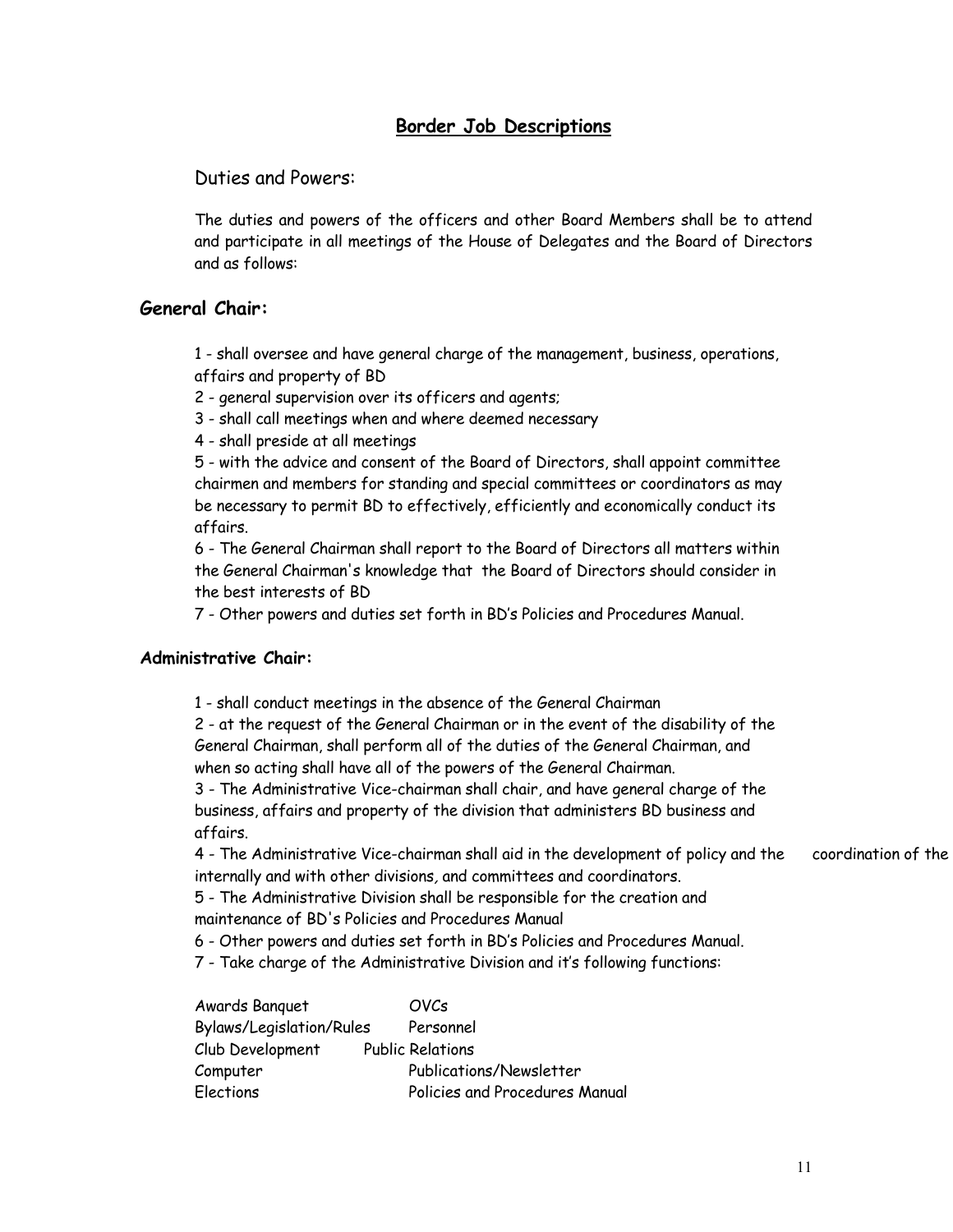# Border Job Descriptions

Duties and Powers:

The duties and powers of the officers and other Board Members shall be to attend and participate in all meetings of the House of Delegates and the Board of Directors and as follows:

## General Chair:

1 - shall oversee and have general charge of the management, business, operations, affairs and property of BD

2 - general supervision over its officers and agents;

3 - shall call meetings when and where deemed necessary

4 - shall preside at all meetings

5 - with the advice and consent of the Board of Directors, shall appoint committee chairmen and members for standing and special committees or coordinators as may be necessary to permit BD to effectively, efficiently and economically conduct its affairs.

6 - The General Chairman shall report to the Board of Directors all matters within the General Chairman's knowledge that the Board of Directors should consider in the best interests of BD

7 - Other powers and duties set forth in BD's Policies and Procedures Manual.

### Administrative Chair:

1 - shall conduct meetings in the absence of the General Chairman

2 - at the request of the General Chairman or in the event of the disability of the General Chairman, shall perform all of the duties of the General Chairman, and when so acting shall have all of the powers of the General Chairman.

3 - The Administrative Vice-chairman shall chair, and have general charge of the business, affairs and property of the division that administers BD business and affairs.

4 - The Administrative Vice-chairman shall aid in the development of policy and the coordination of the internally and with other divisions, and committees and coordinators.

5 - The Administrative Division shall be responsible for the creation and maintenance of BD's Policies and Procedures Manual

6 - Other powers and duties set forth in BD's Policies and Procedures Manual.

7 - Take charge of the Administrative Division and it's following functions:

| | |
|---|---|
| Awards Banquet | OVCs |
| Bylaws/Legislation/Rules | Personnel |
| Club Development | Public Relations |
| Computer | Publications/Newsletter |
| Elections | Policies and Procedures Manual |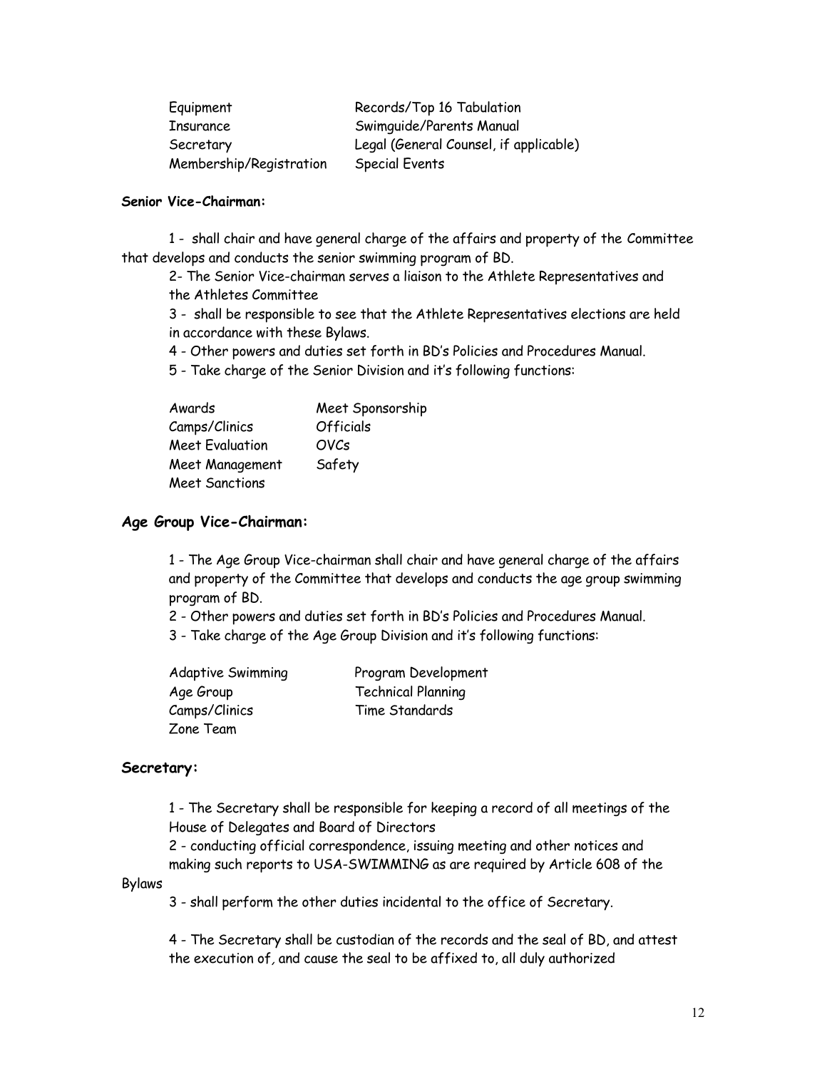| | |
|---|---|
| Equipment | Records/Top 16 Tabulation |
| Insurance | Swimguide/Parents Manual |
| Secretary | Legal (General Counsel, if applicable) |
| Membership/Registration | Special Events |

**Senior Vice-Chairman:**

1 - shall chair and have general charge of the affairs and property of the Committee that develops and conducts the senior swimming program of BD.

2- The Senior Vice-chairman serves a liaison to the Athlete Representatives and the Athletes Committee

3 - shall be responsible to see that the Athlete Representatives elections are held in accordance with these Bylaws.

4 - Other powers and duties set forth in BD's Policies and Procedures Manual.

5 - Take charge of the Senior Division and it's following functions:

| | |
|---|---|
| Awards | Meet Sponsorship |
| Camps/Clinics | Officials |
| Meet Evaluation | OVCs |
| Meet Management | Safety |
| Meet Sanctions | |

**Age Group Vice-Chairman:**

1 - The Age Group Vice-chairman shall chair and have general charge of the affairs and property of the Committee that develops and conducts the age group swimming program of BD.

2 - Other powers and duties set forth in BD's Policies and Procedures Manual.

3 - Take charge of the Age Group Division and it's following functions:

| | |
|---|---|
| Adaptive Swimming | Program Development |
| Age Group | Technical Planning |
| Camps/Clinics | Time Standards |
| Zone Team | |

**Secretary:**

1 - The Secretary shall be responsible for keeping a record of all meetings of the House of Delegates and Board of Directors

2 - conducting official correspondence, issuing meeting and other notices and making such reports to USA-SWIMMING as are required by Article 608 of the Bylaws

3 - shall perform the other duties incidental to the office of Secretary.

4 - The Secretary shall be custodian of the records and the seal of BD, and attest the execution of, and cause the seal to be affixed to, all duly authorized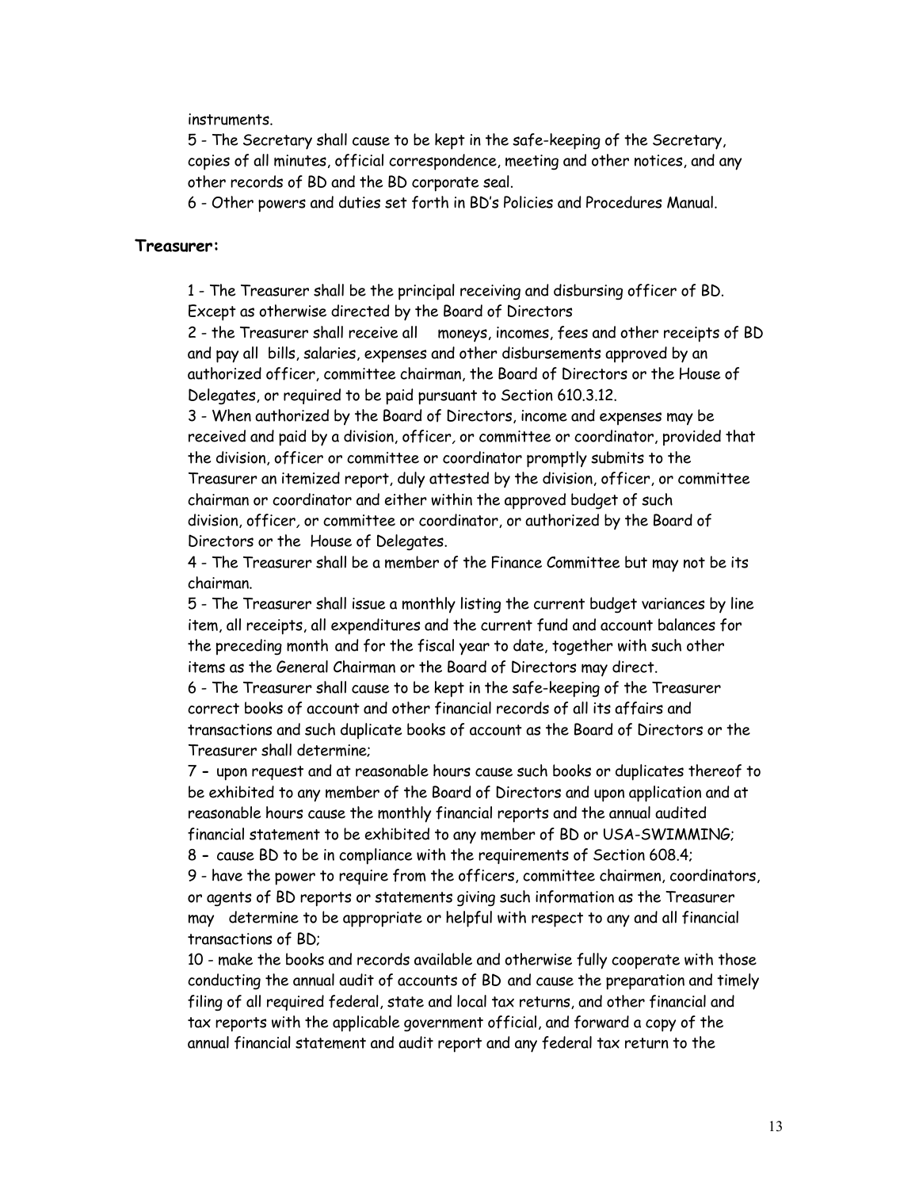instruments.

5 - The Secretary shall cause to be kept in the safe-keeping of the Secretary, copies of all minutes, official correspondence, meeting and other notices, and any other records of BD and the BD corporate seal.

6 - Other powers and duties set forth in BD's Policies and Procedures Manual.

**Treasurer:**

1 - The Treasurer shall be the principal receiving and disbursing officer of BD. Except as otherwise directed by the Board of Directors

2 - the Treasurer shall receive all moneys, incomes, fees and other receipts of BD and pay all bills, salaries, expenses and other disbursements approved by an authorized officer, committee chairman, the Board of Directors or the House of Delegates, or required to be paid pursuant to Section 610.3.12.

3 - When authorized by the Board of Directors, income and expenses may be received and paid by a division, officer, or committee or coordinator, provided that the division, officer or committee or coordinator promptly submits to the Treasurer an itemized report, duly attested by the division, officer, or committee chairman or coordinator and either within the approved budget of such division, officer, or committee or coordinator, or authorized by the Board of Directors or the House of Delegates.

4 - The Treasurer shall be a member of the Finance Committee but may not be its chairman.

5 - The Treasurer shall issue a monthly listing the current budget variances by line item, all receipts, all expenditures and the current fund and account balances for the preceding month and for the fiscal year to date, together with such other items as the General Chairman or the Board of Directors may direct.

6 - The Treasurer shall cause to be kept in the safe-keeping of the Treasurer correct books of account and other financial records of all its affairs and transactions and such duplicate books of account as the Board of Directors or the Treasurer shall determine;

7 - upon request and at reasonable hours cause such books or duplicates thereof to be exhibited to any member of the Board of Directors and upon application and at reasonable hours cause the monthly financial reports and the annual audited financial statement to be exhibited to any member of BD or USA-SWIMMING;

8 - cause BD to be in compliance with the requirements of Section 608.4;

9 - have the power to require from the officers, committee chairmen, coordinators, or agents of BD reports or statements giving such information as the Treasurer may determine to be appropriate or helpful with respect to any and all financial transactions of BD;

10 - make the books and records available and otherwise fully cooperate with those conducting the annual audit of accounts of BD and cause the preparation and timely filing of all required federal, state and local tax returns, and other financial and tax reports with the applicable government official, and forward a copy of the annual financial statement and audit report and any federal tax return to the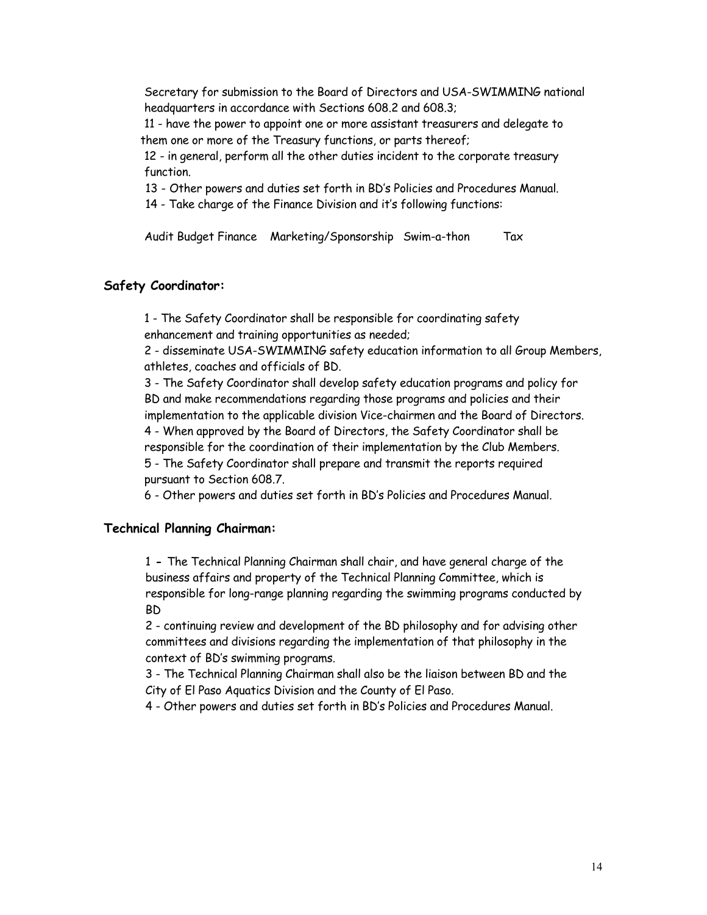Secretary for submission to the Board of Directors and USA-SWIMMING national headquarters in accordance with Sections 608.2 and 608.3;

11 - have the power to appoint one or more assistant treasurers and delegate to them one or more of the Treasury functions, or parts thereof;

12 - in general, perform all the other duties incident to the corporate treasury function.

13 - Other powers and duties set forth in BD's Policies and Procedures Manual.

14 - Take charge of the Finance Division and it's following functions:

Audit Budget Finance Marketing/Sponsorship Swim-a-thon Tax

### Safety Coordinator:

1 - The Safety Coordinator shall be responsible for coordinating safety enhancement and training opportunities as needed;

2 - disseminate USA-SWIMMING safety education information to all Group Members, athletes, coaches and officials of BD.

3 - The Safety Coordinator shall develop safety education programs and policy for BD and make recommendations regarding those programs and policies and their implementation to the applicable division Vice-chairmen and the Board of Directors.

4 - When approved by the Board of Directors, the Safety Coordinator shall be responsible for the coordination of their implementation by the Club Members.

5 - The Safety Coordinator shall prepare and transmit the reports required pursuant to Section 608.7.

6 - Other powers and duties set forth in BD's Policies and Procedures Manual.

### Technical Planning Chairman:

1 **-** The Technical Planning Chairman shall chair, and have general charge of the business affairs and property of the Technical Planning Committee, which is responsible for long-range planning regarding the swimming programs conducted by BD

2 - continuing review and development of the BD philosophy and for advising other committees and divisions regarding the implementation of that philosophy in the context of BD's swimming programs.

3 - The Technical Planning Chairman shall also be the liaison between BD and the City of El Paso Aquatics Division and the County of El Paso.

4 - Other powers and duties set forth in BD's Policies and Procedures Manual.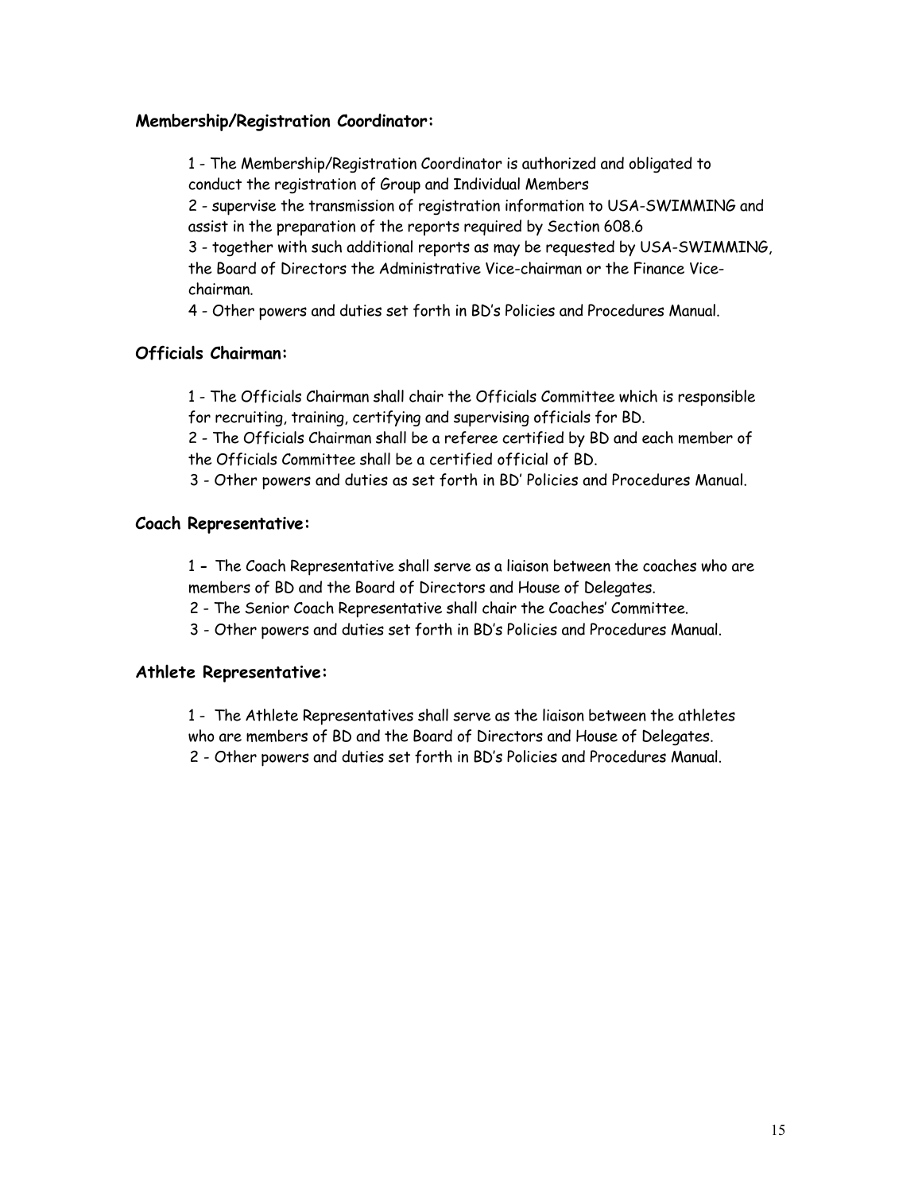**Membership/Registration Coordinator:**

1 - The Membership/Registration Coordinator is authorized and obligated to conduct the registration of Group and Individual Members
2 - supervise the transmission of registration information to USA-SWIMMING and assist in the preparation of the reports required by Section 608.6
3 - together with such additional reports as may be requested by USA-SWIMMING, the Board of Directors the Administrative Vice-chairman or the Finance Vice-chairman.
4 - Other powers and duties set forth in BD's Policies and Procedures Manual.

**Officials Chairman:**

1 - The Officials Chairman shall chair the Officials Committee which is responsible for recruiting, training, certifying and supervising officials for BD.
2 - The Officials Chairman shall be a referee certified by BD and each member of the Officials Committee shall be a certified official of BD.
3 - Other powers and duties as set forth in BD' Policies and Procedures Manual.

**Coach Representative:**

1 **-** The Coach Representative shall serve as a liaison between the coaches who are members of BD and the Board of Directors and House of Delegates.
2 - The Senior Coach Representative shall chair the Coaches' Committee.
3 - Other powers and duties set forth in BD's Policies and Procedures Manual.

**Athlete Representative:**

1 - The Athlete Representatives shall serve as the liaison between the athletes who are members of BD and the Board of Directors and House of Delegates.
2 - Other powers and duties set forth in BD's Policies and Procedures Manual.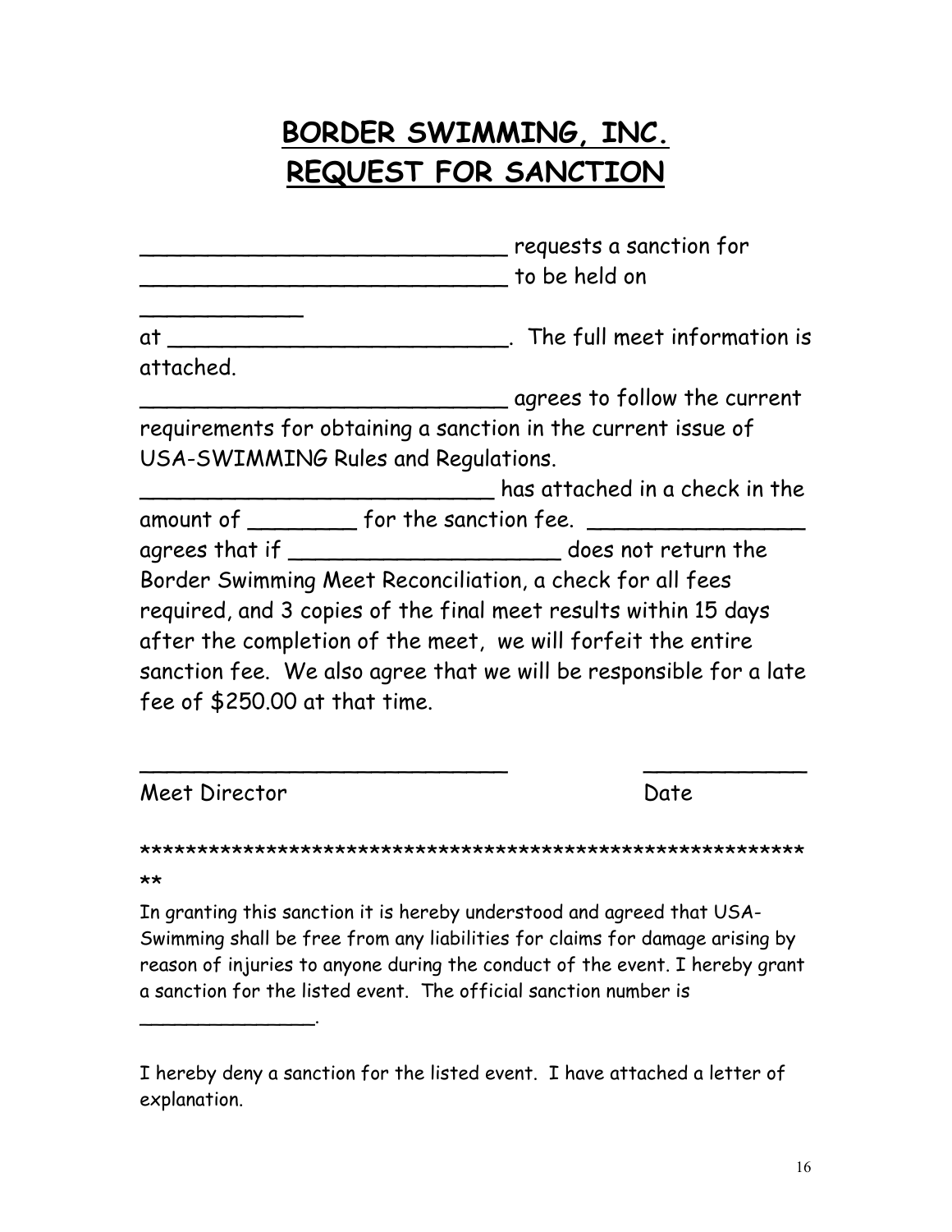# BORDER SWIMMING, INC.
# REQUEST FOR SANCTION

____________________________ requests a sanction for ____________________________ to be held on

____________

at ___________________________. The full meet information is attached.

_____________________________ agrees to follow the current requirements for obtaining a sanction in the current issue of USA-SWIMMING Rules and Regulations.

____________________________ has attached in a check in the amount of ________ for the sanction fee. ________________ agrees that if ____________________ does not return the Border Swimming Meet Reconciliation, a check for all fees required, and 3 copies of the final meet results within 15 days after the completion of the meet, we will forfeit the entire sanction fee. We also agree that we will be responsible for a late fee of $250.00 at that time.

____________________________ ____________

Meet Director Date

*********************************************************

In granting this sanction it is hereby understood and agreed that USA-Swimming shall be free from any liabilities for claims for damage arising by reason of injuries to anyone during the conduct of the event. I hereby grant a sanction for the listed event. The official sanction number is ______________.

I hereby deny a sanction for the listed event. I have attached a letter of explanation.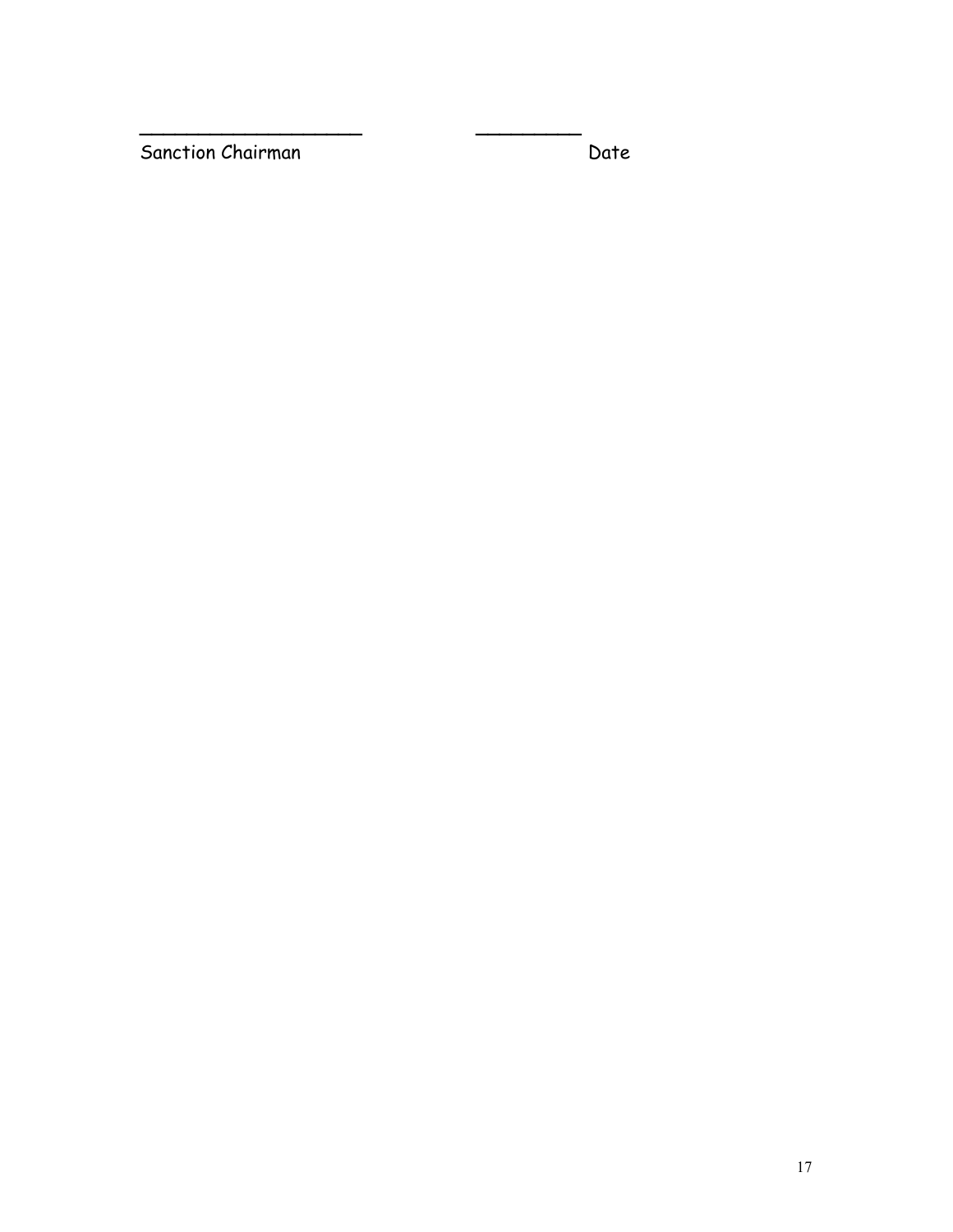____________________ _________

Sanction Chairman Date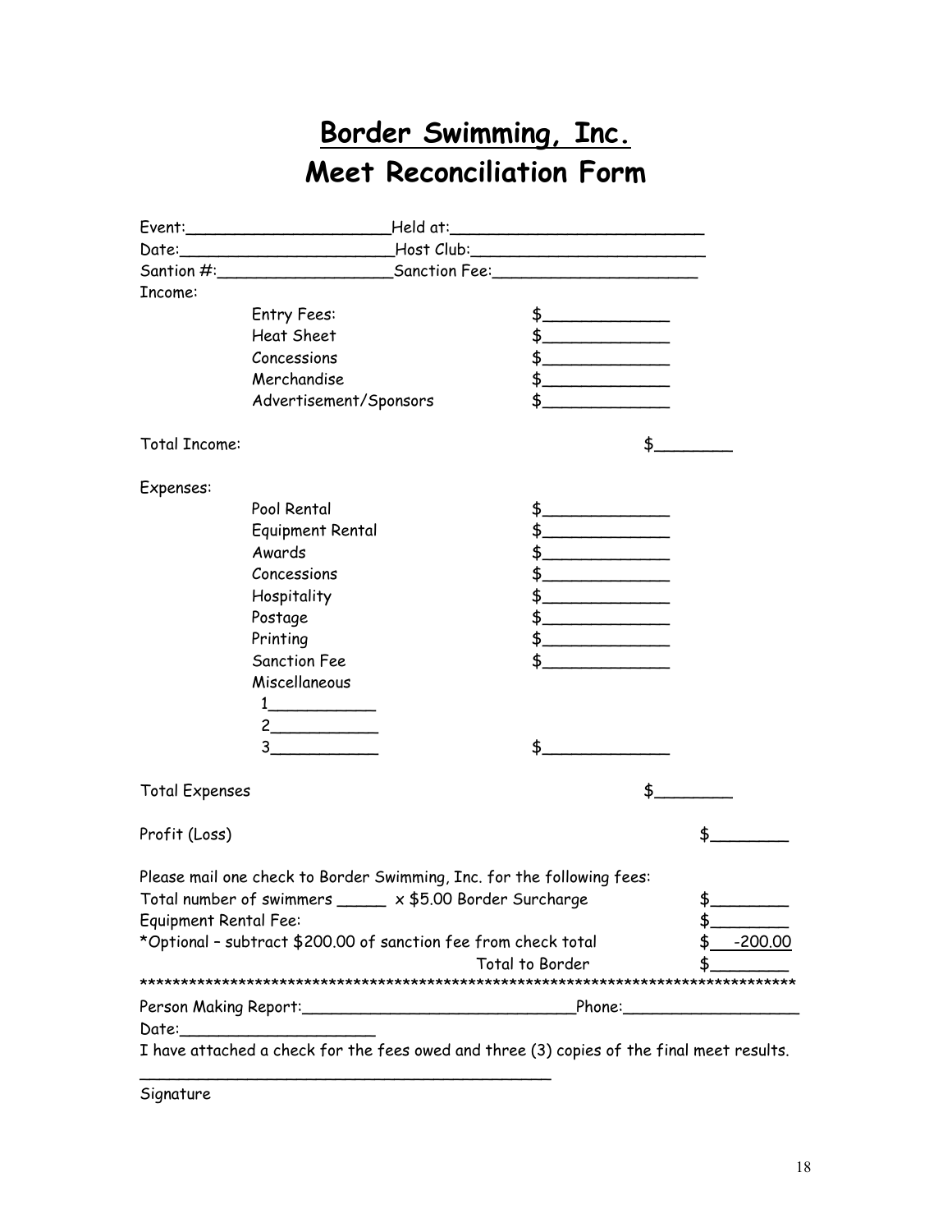# Border Swimming, Inc.
# Meet Reconciliation Form

Event:_____________________Held at:__________________________

Date:______________________Host Club:________________________

Santion #:__________________Sanction Fee:_____________________

Income:

| | | | |
|---|---|---|---|
| | Entry Fees: | $_____________ | |
| | Heat Sheet | $_____________ | |
| | Concessions | $_____________ | |
| | Merchandise | $_____________ | |
| | Advertisement/Sponsors | $_____________ | |
| Total Income: | | | $________ |

Expenses:

| | | | | |
|---|---|---|---|---|
| | Pool Rental | $_____________ | | |
| | Equipment Rental | $_____________ | | |
| | Awards | $_____________ | | |
| | Concessions | $_____________ | | |
| | Hospitality | $_____________ | | |
| | Postage | $_____________ | | |
| | Printing | $_____________ | | |
| | Sanction Fee | $_____________ | | |
| | Miscellaneous | | | |
| | 1___________ | | | |
| | 2___________ | | | |
| | 3___________ | $_____________ | | |
| Total Expenses | | | $________ | |
| Profit (Loss) | | | | $________ |

Please mail one check to Border Swimming, Inc. for the following fees:

| | |
|---|---|
| Total number of swimmers _____ x $5.00 Border Surcharge | $________ |
| Equipment Rental Fee: | $________ |
| *Optional – subtract $200.00 of sanction fee from check total | $ -200.00 |
| Total to Border | $________ |

*********************************************************************************

Person Making Report:____________________________Phone:__________________

Date:_____________________

I have attached a check for the fees owed and three (3) copies of the final meet results.

_____________________________________________

Signature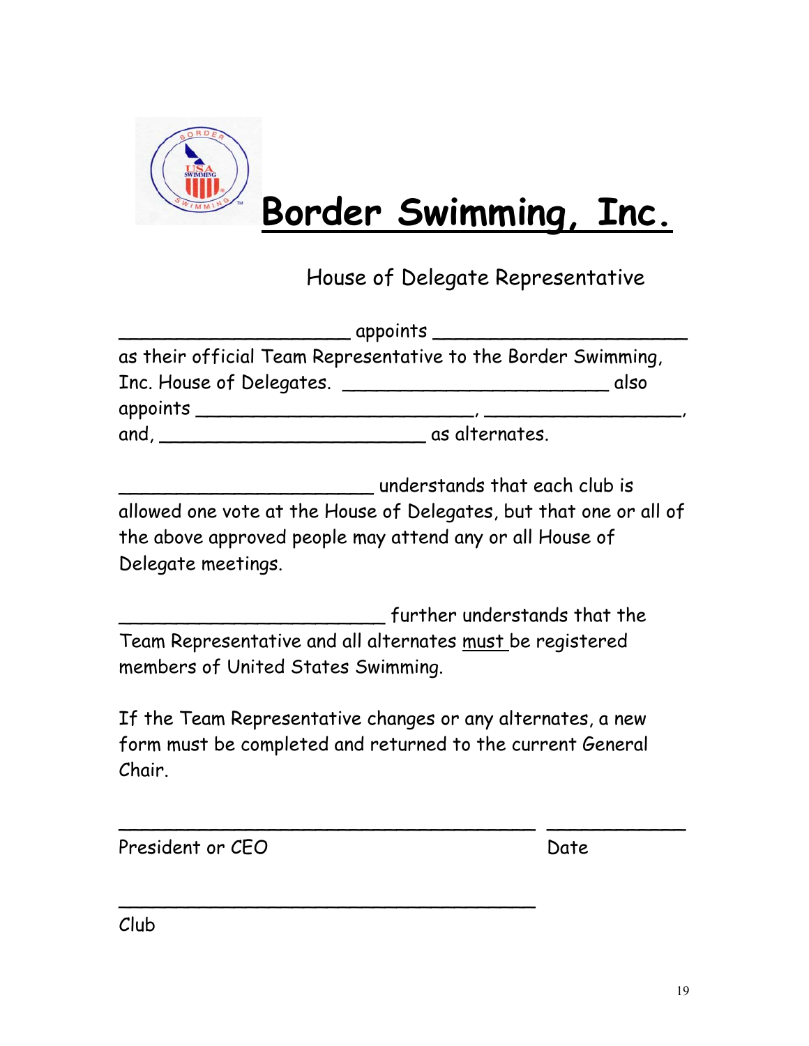# Border Swimming, Inc.

## House of Delegate Representative

____________________ appoints ______________________ as their official Team Representative to the Border Swimming, Inc. House of Delegates. _______________________ also appoints _______________________, __________________, and, _______________________ as alternates.

______________________ understands that each club is allowed one vote at the House of Delegates, but that one or all of the above approved people may attend any or all House of Delegate meetings.

_______________________ further understands that the Team Representative and all alternates must be registered members of United States Swimming.

If the Team Representative changes or any alternates, a new form must be completed and returned to the current General Chair.

____________________________________ ____________

President or CEO Date

____________________________________

Club